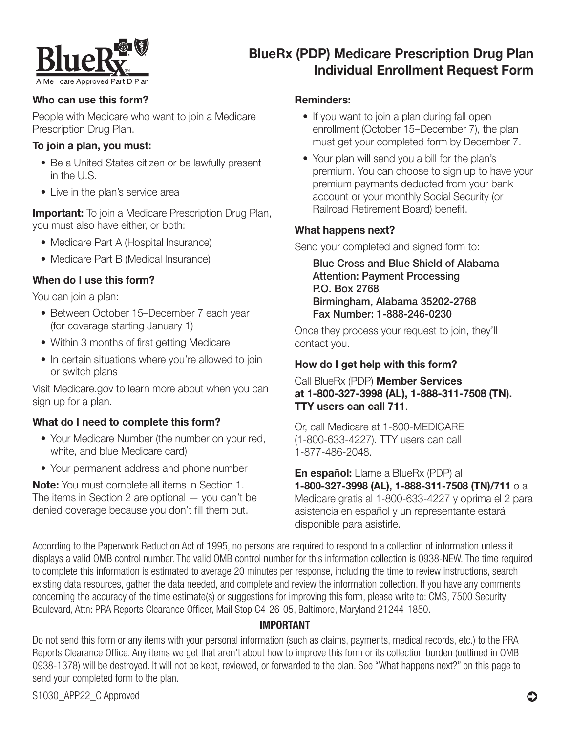# BlueRx (PDP) Medicare Prescription Drug Plan Individual Enrollment Request Form

A Medicare Approved Part D Plan

### Who can use this form?

People with Medicare who want to join a Medicare Prescription Drug Plan.

### To join a plan, you must:

- Be a United States citizen or be lawfully present in the U.S.
- Live in the plan's service area

**Important:** To join a Medicare Prescription Drug Plan, you must also have either, or both:

- Medicare Part A (Hospital Insurance)
- Medicare Part B (Medical Insurance)

### When do I use this form?

You can join a plan:

- Between October 15–December 7 each year (for coverage starting January 1)
- Within 3 months of first getting Medicare
- In certain situations where you're allowed to join or switch plans

Visit Medicare.gov to learn more about when you can sign up for a plan.

### What do I need to complete this form?

- Your Medicare Number (the number on your red, white, and blue Medicare card)
- Your permanent address and phone number

**Note:** You must complete all items in Section 1. The items in Section 2 are optional — you can't be denied coverage because you don't fill them out.

### Reminders:

- If you want to join a plan during fall open enrollment (October 15–December 7), the plan must get your completed form by December 7.
- Your plan will send you a bill for the plan's premium. You can choose to sign up to have your premium payments deducted from your bank account or your monthly Social Security (or Railroad Retirement Board) benefit.

### What happens next?

Send your completed and signed form to:

**Blue Cross and Blue Shield of Alabama**
**Attention: Payment Processing**
**P.O. Box 2768**
**Birmingham, Alabama 35202-2768**
**Fax Number: 1-888-246-0230**

Once they process your request to join, they'll contact you.

### How do I get help with this form?

Call BlueRx (PDP) **Member Services at 1-800-327-3998 (AL), 1-888-311-7508 (TN). TTY users can call 711**.

Or, call Medicare at 1-800-MEDICARE (1-800-633-4227). TTY users can call 1-877-486-2048.

**En español:** Llame a BlueRx (PDP) al **1-800-327-3998 (AL), 1-888-311-7508 (TN)/711** o a Medicare gratis al 1-800-633-4227 y oprima el 2 para asistencia en español y un representante estará disponible para asistirle.

According to the Paperwork Reduction Act of 1995, no persons are required to respond to a collection of information unless it displays a valid OMB control number. The valid OMB control number for this information collection is 0938-NEW. The time required to complete this information is estimated to average 20 minutes per response, including the time to review instructions, search existing data resources, gather the data needed, and complete and review the information collection. If you have any comments concerning the accuracy of the time estimate(s) or suggestions for improving this form, please write to: CMS, 7500 Security Boulevard, Attn: PRA Reports Clearance Officer, Mail Stop C4-26-05, Baltimore, Maryland 21244-1850.

**IMPORTANT**

Do not send this form or any items with your personal information (such as claims, payments, medical records, etc.) to the PRA Reports Clearance Office. Any items we get that aren't about how to improve this form or its collection burden (outlined in OMB 0938-1378) will be destroyed. It will not be kept, reviewed, or forwarded to the plan. See "What happens next?" on this page to send your completed form to the plan.

S1030_APP22_C Approved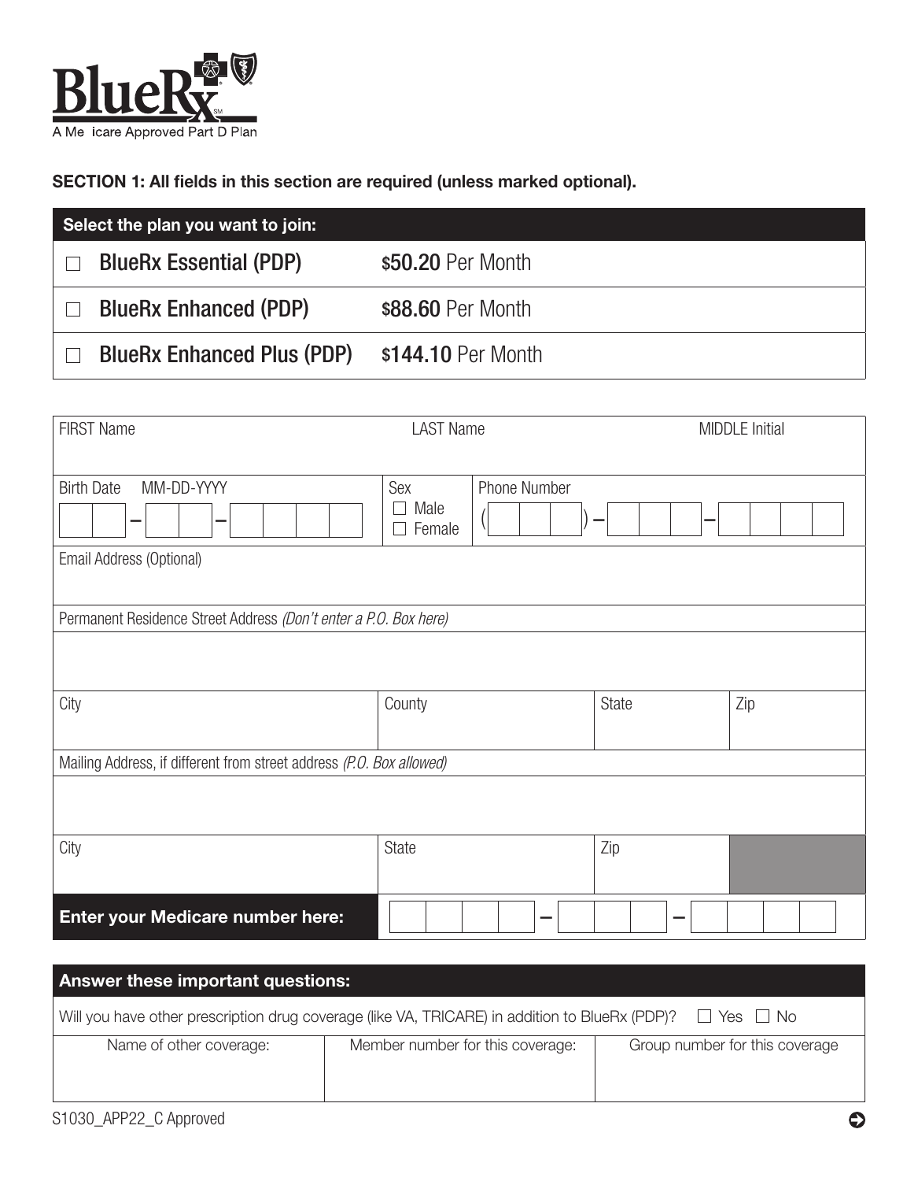BlueRx
A Medicare Approved Part D Plan

**SECTION 1: All fields in this section are required (unless marked optional).**

| Select the plan you want to join: | |
|---|---|
| ☐ BlueRx Essential (PDP) | $50.20 Per Month |
| ☐ BlueRx Enhanced (PDP) | $88.60 Per Month |
| ☐ BlueRx Enhanced Plus (PDP) | $144.10 Per Month |

| FIRST Name | LAST Name | MIDDLE Initial |
|---|---|---|
| | | |

| Birth Date MM-DD-YYYY | Sex | Phone Number |
|---|---|---|
| __ __ – __ __ – __ __ __ __ | ☐ Male ☐ Female | ( __ __ __ ) – __ __ __ – __ __ __ __ |

Email Address (Optional)

Permanent Residence Street Address *(Don't enter a P.O. Box here)*

| City | County | State | Zip |
|---|---|---|---|
| | | | |

Mailing Address, if different from street address *(P.O. Box allowed)*

| City | State | Zip |
|---|---|---|
| | | |

**Enter your Medicare number here:** __ __ __ __ – __ __ __ – __ __ __ __

| Answer these important questions: | | |
|---|---|---|
| Will you have other prescription drug coverage (like VA, TRICARE) in addition to BlueRx (PDP)? ☐ Yes ☐ No | | |
| Name of other coverage: | Member number for this coverage: | Group number for this coverage |
| | | |

S1030_APP22_C Approved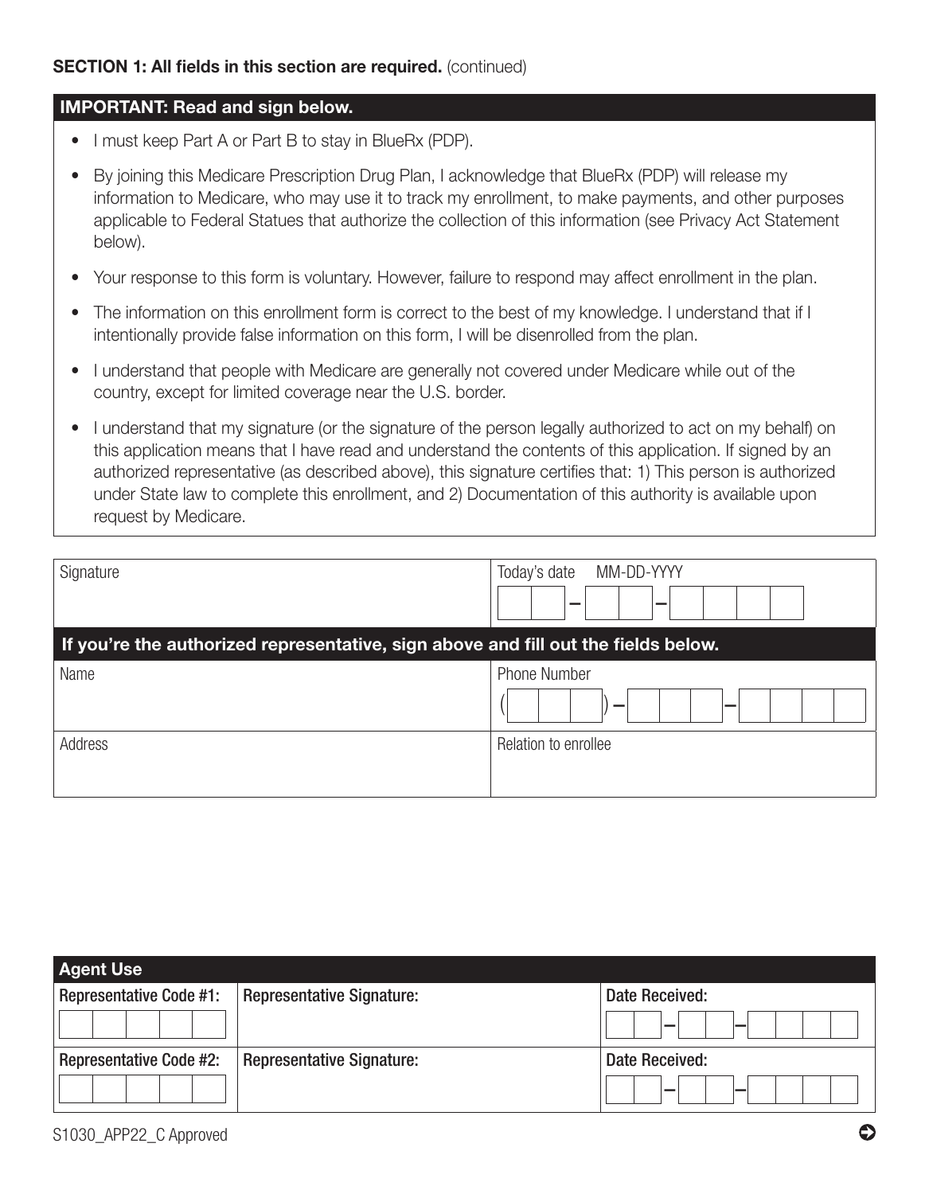**SECTION 1: All fields in this section are required.** (continued)

### IMPORTANT: Read and sign below.

- I must keep Part A or Part B to stay in BlueRx (PDP).
- By joining this Medicare Prescription Drug Plan, I acknowledge that BlueRx (PDP) will release my information to Medicare, who may use it to track my enrollment, to make payments, and other purposes applicable to Federal Statues that authorize the collection of this information (see Privacy Act Statement below).
- Your response to this form is voluntary. However, failure to respond may affect enrollment in the plan.
- The information on this enrollment form is correct to the best of my knowledge. I understand that if I intentionally provide false information on this form, I will be disenrolled from the plan.
- I understand that people with Medicare are generally not covered under Medicare while out of the country, except for limited coverage near the U.S. border.
- I understand that my signature (or the signature of the person legally authorized to act on my behalf) on this application means that I have read and understand the contents of this application. If signed by an authorized representative (as described above), this signature certifies that: 1) This person is authorized under State law to complete this enrollment, and 2) Documentation of this authority is available upon request by Medicare.

| Signature | Today's date MM-DD-YYYY |
|---|---|
| | \_\_ \_\_ – \_\_ \_\_ – \_\_ \_\_ \_\_ \_\_ |

**If you're the authorized representative, sign above and fill out the fields below.**

| Name | Phone Number |
|---|---|
| | ( \_\_ \_\_ \_\_ ) – \_\_ \_\_ \_\_ – \_\_ \_\_ \_\_ \_\_ |
| **Address** | **Relation to enrollee** |
| | |

**Agent Use**

| Representative Code #1: | Representative Signature: | Date Received: |
|---|---|---|
| | | \_\_ \_\_ – \_\_ \_\_ – \_\_ \_\_ \_\_ \_\_ |
| **Representative Code #2:** | **Representative Signature:** | **Date Received:** |
| | | \_\_ \_\_ – \_\_ \_\_ – \_\_ \_\_ \_\_ \_\_ |

S1030_APP22_C Approved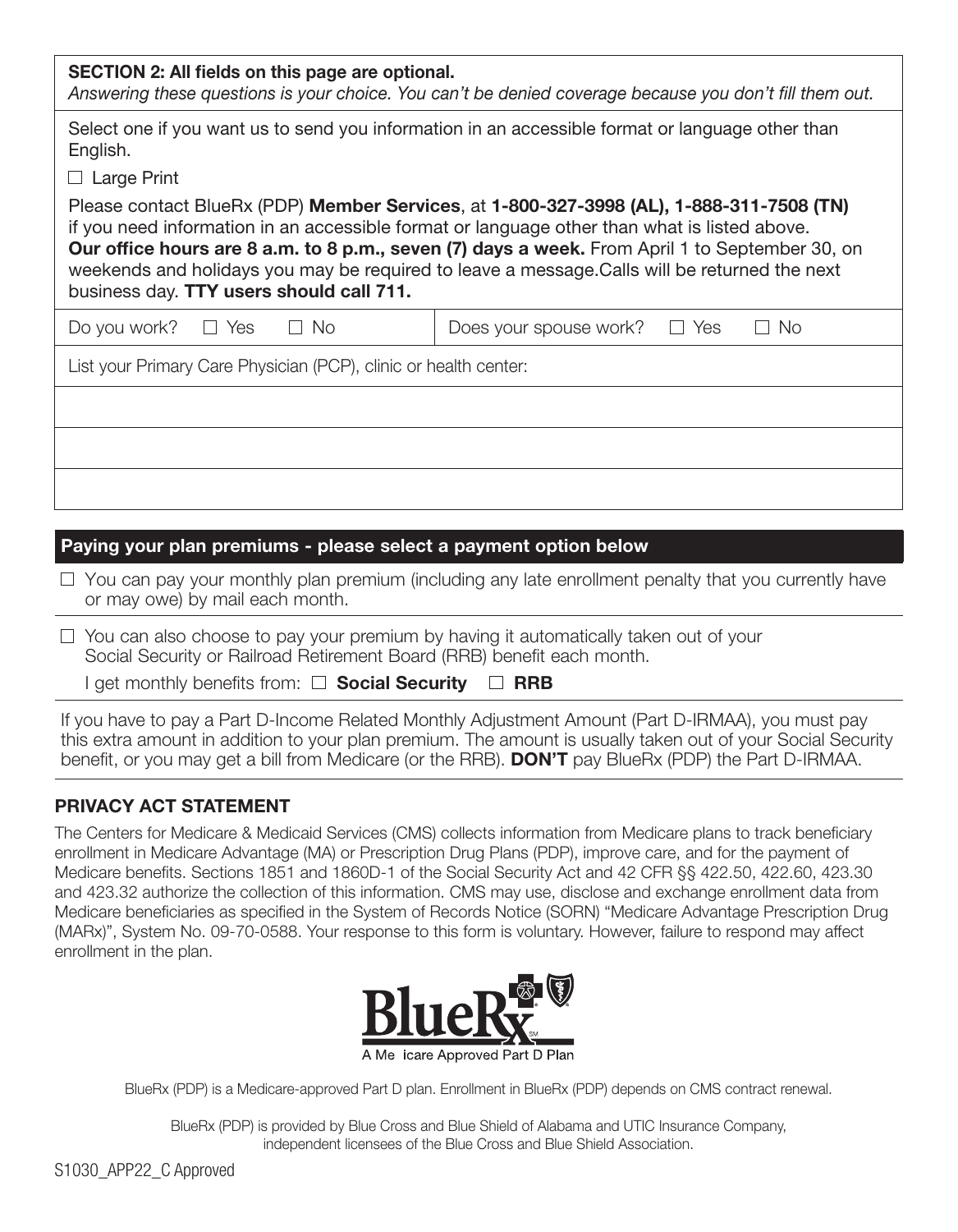**SECTION 2: All fields on this page are optional.**
*Answering these questions is your choice. You can't be denied coverage because you don't fill them out.*

Select one if you want us to send you information in an accessible format or language other than English.

☐ Large Print

Please contact BlueRx (PDP) **Member Services**, at **1-800-327-3998 (AL), 1-888-311-7508 (TN)** if you need information in an accessible format or language other than what is listed above. **Our office hours are 8 a.m. to 8 p.m., seven (7) days a week.** From April 1 to September 30, on weekends and holidays you may be required to leave a message.Calls will be returned the next business day. **TTY users should call 711.**

Do you work? ☐ Yes ☐ No

Does your spouse work? ☐ Yes ☐ No

List your Primary Care Physician (PCP), clinic or health center:

## Paying your plan premiums - please select a payment option below

☐ You can pay your monthly plan premium (including any late enrollment penalty that you currently have or may owe) by mail each month.

☐ You can also choose to pay your premium by having it automatically taken out of your Social Security or Railroad Retirement Board (RRB) benefit each month.

I get monthly benefits from: ☐ **Social Security** ☐ **RRB**

If you have to pay a Part D-Income Related Monthly Adjustment Amount (Part D-IRMAA), you must pay this extra amount in addition to your plan premium. The amount is usually taken out of your Social Security benefit, or you may get a bill from Medicare (or the RRB). **DON'T** pay BlueRx (PDP) the Part D-IRMAA.

## PRIVACY ACT STATEMENT

The Centers for Medicare & Medicaid Services (CMS) collects information from Medicare plans to track beneficiary enrollment in Medicare Advantage (MA) or Prescription Drug Plans (PDP), improve care, and for the payment of Medicare benefits. Sections 1851 and 1860D-1 of the Social Security Act and 42 CFR §§ 422.50, 422.60, 423.30 and 423.32 authorize the collection of this information. CMS may use, disclose and exchange enrollment data from Medicare beneficiaries as specified in the System of Records Notice (SORN) "Medicare Advantage Prescription Drug (MARx)", System No. 09-70-0588. Your response to this form is voluntary. However, failure to respond may affect enrollment in the plan.

BlueRx

A Me icare Approved Part D Plan

BlueRx (PDP) is a Medicare-approved Part D plan. Enrollment in BlueRx (PDP) depends on CMS contract renewal.

BlueRx (PDP) is provided by Blue Cross and Blue Shield of Alabama and UTIC Insurance Company, independent licensees of the Blue Cross and Blue Shield Association.

S1030_APP22_C Approved